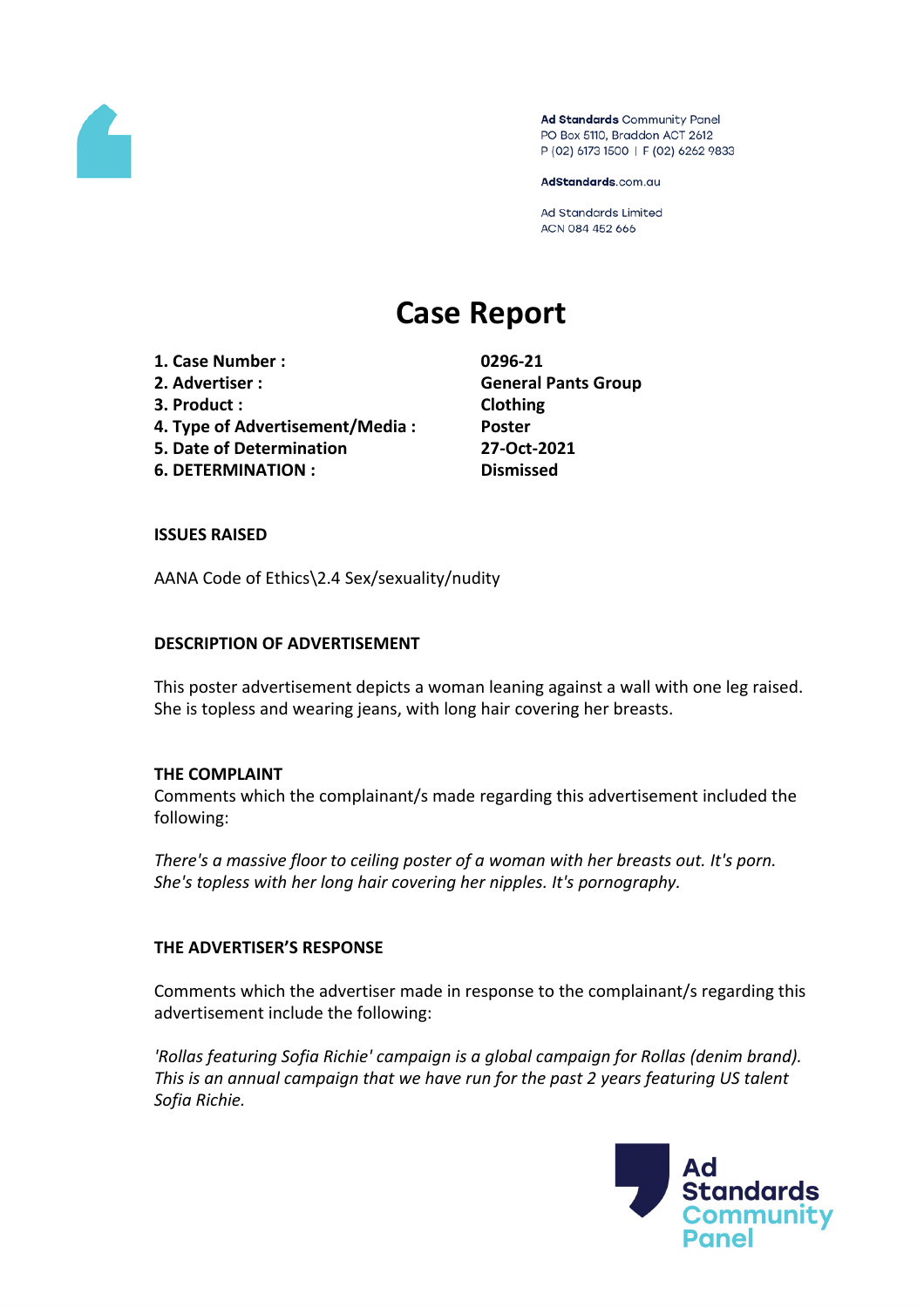Ad Standards Community Panel
PO Box 5110, Braddon ACT 2612
P (02) 6173 1500 | F (02) 6262 9833

AdStandards.com.au

Ad Standards Limited
ACN 084 452 666

# Case Report

| | |
|---|---|
| **1. Case Number :** | **0296-21** |
| **2. Advertiser :** | **General Pants Group** |
| **3. Product :** | **Clothing** |
| **4. Type of Advertisement/Media :** | **Poster** |
| **5. Date of Determination** | **27-Oct-2021** |
| **6. DETERMINATION :** | **Dismissed** |

## ISSUES RAISED

AANA Code of Ethics\2.4 Sex/sexuality/nudity

## DESCRIPTION OF ADVERTISEMENT

This poster advertisement depicts a woman leaning against a wall with one leg raised. She is topless and wearing jeans, with long hair covering her breasts.

## THE COMPLAINT

Comments which the complainant/s made regarding this advertisement included the following:

*There's a massive floor to ceiling poster of a woman with her breasts out. It's porn. She's topless with her long hair covering her nipples. It's pornography.*

## THE ADVERTISER'S RESPONSE

Comments which the advertiser made in response to the complainant/s regarding this advertisement include the following:

*'Rollas featuring Sofia Richie' campaign is a global campaign for Rollas (denim brand). This is an annual campaign that we have run for the past 2 years featuring US talent Sofia Richie.*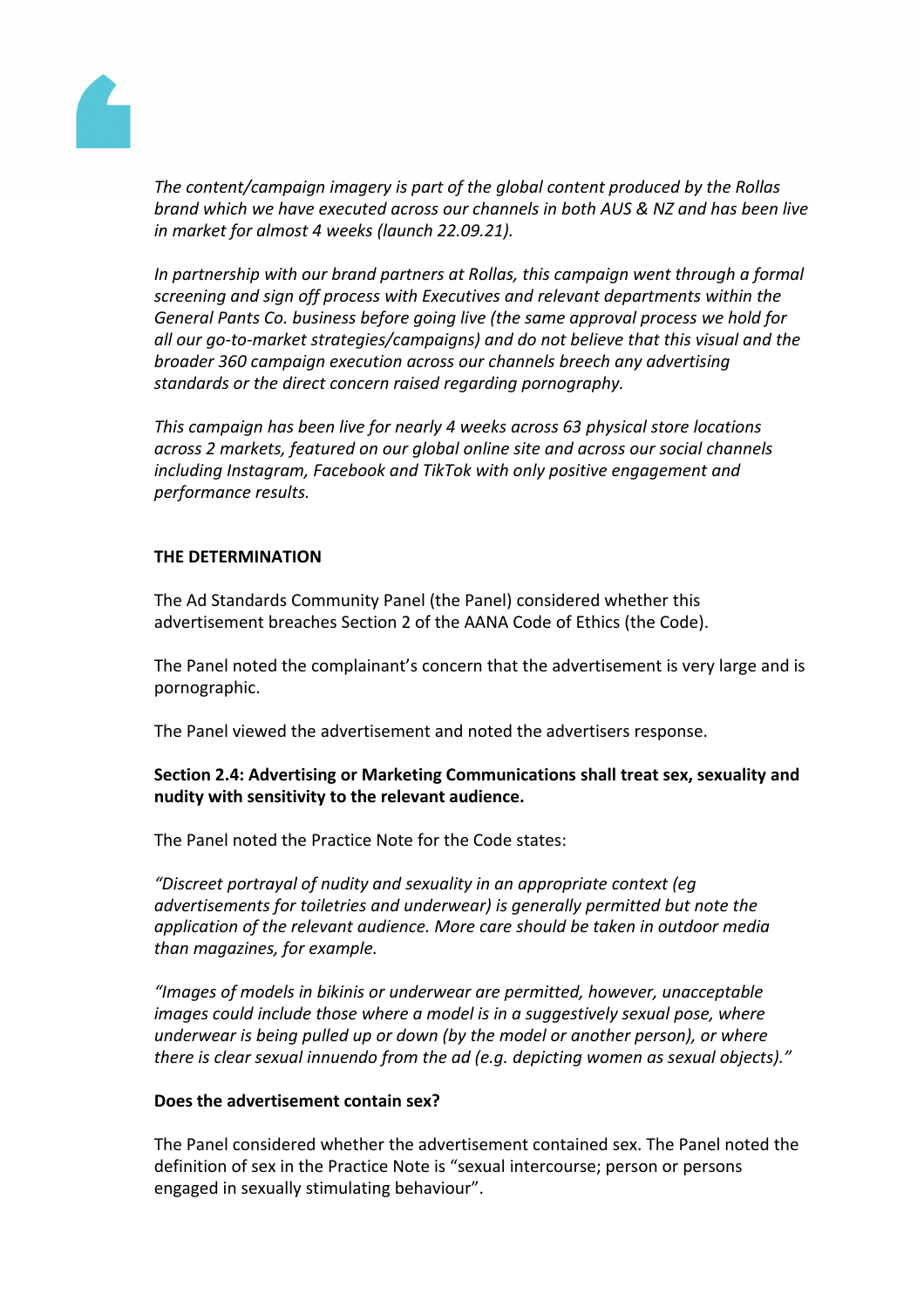*The content/campaign imagery is part of the global content produced by the Rollas brand which we have executed across our channels in both AUS & NZ and has been live in market for almost 4 weeks (launch 22.09.21).*

*In partnership with our brand partners at Rollas, this campaign went through a formal screening and sign off process with Executives and relevant departments within the General Pants Co. business before going live (the same approval process we hold for all our go-to-market strategies/campaigns) and do not believe that this visual and the broader 360 campaign execution across our channels breech any advertising standards or the direct concern raised regarding pornography.*

*This campaign has been live for nearly 4 weeks across 63 physical store locations across 2 markets, featured on our global online site and across our social channels including Instagram, Facebook and TikTok with only positive engagement and performance results.*

**THE DETERMINATION**

The Ad Standards Community Panel (the Panel) considered whether this advertisement breaches Section 2 of the AANA Code of Ethics (the Code).

The Panel noted the complainant's concern that the advertisement is very large and is pornographic.

The Panel viewed the advertisement and noted the advertisers response.

**Section 2.4: Advertising or Marketing Communications shall treat sex, sexuality and nudity with sensitivity to the relevant audience.**

The Panel noted the Practice Note for the Code states:

*"Discreet portrayal of nudity and sexuality in an appropriate context (eg advertisements for toiletries and underwear) is generally permitted but note the application of the relevant audience. More care should be taken in outdoor media than magazines, for example.*

*"Images of models in bikinis or underwear are permitted, however, unacceptable images could include those where a model is in a suggestively sexual pose, where underwear is being pulled up or down (by the model or another person), or where there is clear sexual innuendo from the ad (e.g. depicting women as sexual objects)."*

**Does the advertisement contain sex?**

The Panel considered whether the advertisement contained sex. The Panel noted the definition of sex in the Practice Note is "sexual intercourse; person or persons engaged in sexually stimulating behaviour".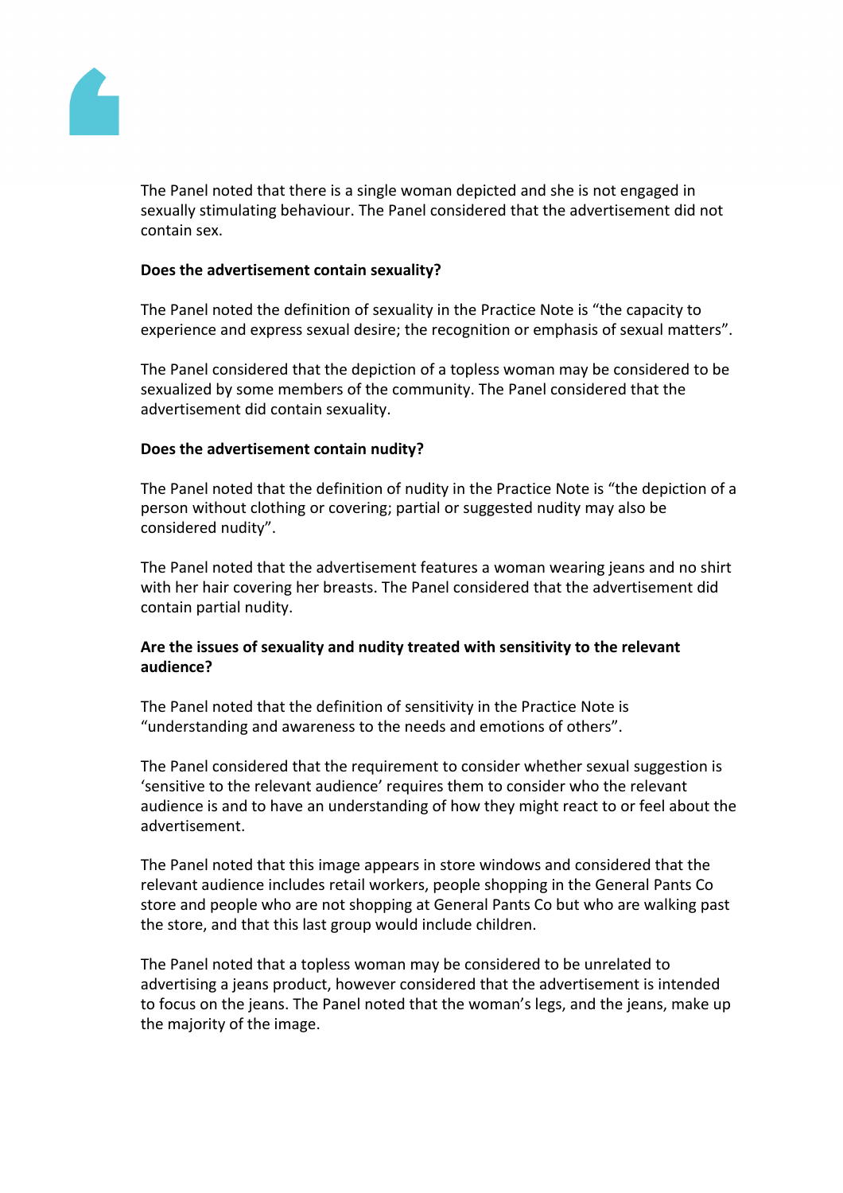The Panel noted that there is a single woman depicted and she is not engaged in sexually stimulating behaviour. The Panel considered that the advertisement did not contain sex.

**Does the advertisement contain sexuality?**

The Panel noted the definition of sexuality in the Practice Note is "the capacity to experience and express sexual desire; the recognition or emphasis of sexual matters".

The Panel considered that the depiction of a topless woman may be considered to be sexualized by some members of the community. The Panel considered that the advertisement did contain sexuality.

**Does the advertisement contain nudity?**

The Panel noted that the definition of nudity in the Practice Note is "the depiction of a person without clothing or covering; partial or suggested nudity may also be considered nudity".

The Panel noted that the advertisement features a woman wearing jeans and no shirt with her hair covering her breasts. The Panel considered that the advertisement did contain partial nudity.

**Are the issues of sexuality and nudity treated with sensitivity to the relevant audience?**

The Panel noted that the definition of sensitivity in the Practice Note is "understanding and awareness to the needs and emotions of others".

The Panel considered that the requirement to consider whether sexual suggestion is 'sensitive to the relevant audience' requires them to consider who the relevant audience is and to have an understanding of how they might react to or feel about the advertisement.

The Panel noted that this image appears in store windows and considered that the relevant audience includes retail workers, people shopping in the General Pants Co store and people who are not shopping at General Pants Co but who are walking past the store, and that this last group would include children.

The Panel noted that a topless woman may be considered to be unrelated to advertising a jeans product, however considered that the advertisement is intended to focus on the jeans. The Panel noted that the woman's legs, and the jeans, make up the majority of the image.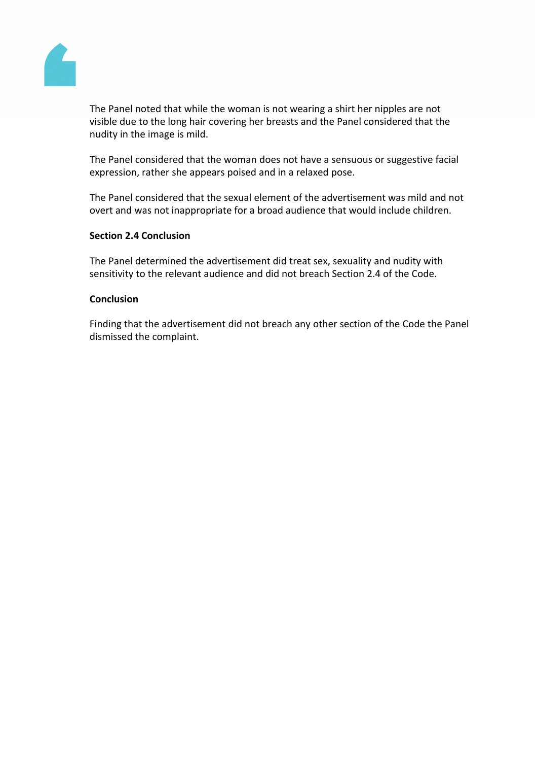The Panel noted that while the woman is not wearing a shirt her nipples are not visible due to the long hair covering her breasts and the Panel considered that the nudity in the image is mild.

The Panel considered that the woman does not have a sensuous or suggestive facial expression, rather she appears poised and in a relaxed pose.

The Panel considered that the sexual element of the advertisement was mild and not overt and was not inappropriate for a broad audience that would include children.

**Section 2.4 Conclusion**

The Panel determined the advertisement did treat sex, sexuality and nudity with sensitivity to the relevant audience and did not breach Section 2.4 of the Code.

**Conclusion**

Finding that the advertisement did not breach any other section of the Code the Panel dismissed the complaint.